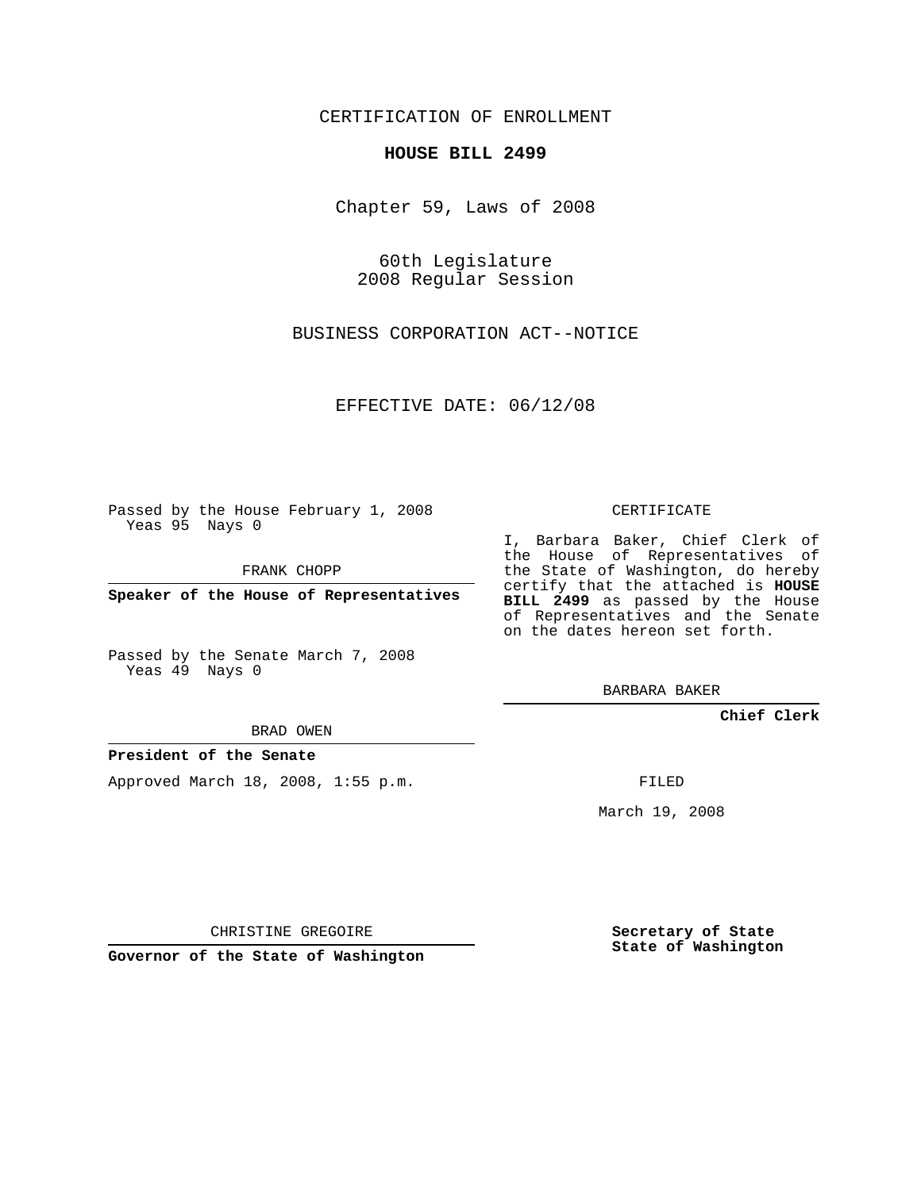CERTIFICATION OF ENROLLMENT

**HOUSE BILL 2499**

Chapter 59, Laws of 2008

60th Legislature
2008 Regular Session

BUSINESS CORPORATION ACT--NOTICE

EFFECTIVE DATE: 06/12/08

Passed by the House February 1, 2008
Yeas 95 Nays 0

FRANK CHOPP

**Speaker of the House of Representatives**

Passed by the Senate March 7, 2008
Yeas 49 Nays 0

BRAD OWEN

**President of the Senate**

Approved March 18, 2008, 1:55 p.m.

CHRISTINE GREGOIRE

**Governor of the State of Washington**

CERTIFICATE

I, Barbara Baker, Chief Clerk of the House of Representatives of the State of Washington, do hereby certify that the attached is **HOUSE BILL 2499** as passed by the House of Representatives and the Senate on the dates hereon set forth.

BARBARA BAKER

**Chief Clerk**

FILED

March 19, 2008

**Secretary of State**
**State of Washington**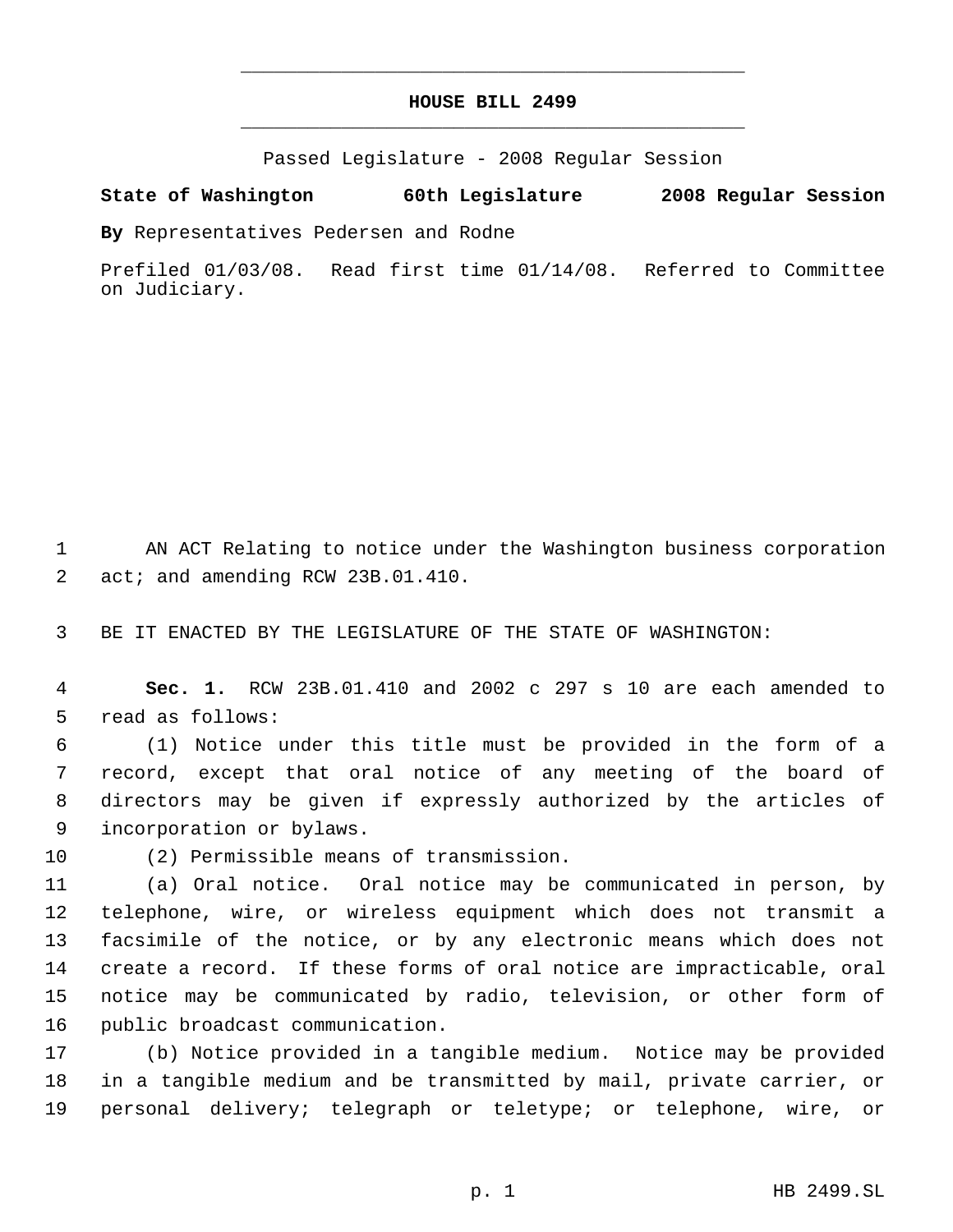# HOUSE BILL 2499

Passed Legislature - 2008 Regular Session

**State of Washington 60th Legislature 2008 Regular Session**

**By** Representatives Pedersen and Rodne

Prefiled 01/03/08. Read first time 01/14/08. Referred to Committee on Judiciary.

AN ACT Relating to notice under the Washington business corporation act; and amending RCW 23B.01.410.

BE IT ENACTED BY THE LEGISLATURE OF THE STATE OF WASHINGTON:

**Sec. 1.** RCW 23B.01.410 and 2002 c 297 s 10 are each amended to read as follows:

(1) Notice under this title must be provided in the form of a record, except that oral notice of any meeting of the board of directors may be given if expressly authorized by the articles of incorporation or bylaws.

(2) Permissible means of transmission.

(a) Oral notice. Oral notice may be communicated in person, by telephone, wire, or wireless equipment which does not transmit a facsimile of the notice, or by any electronic means which does not create a record. If these forms of oral notice are impracticable, oral notice may be communicated by radio, television, or other form of public broadcast communication.

(b) Notice provided in a tangible medium. Notice may be provided in a tangible medium and be transmitted by mail, private carrier, or personal delivery; telegraph or teletype; or telephone, wire, or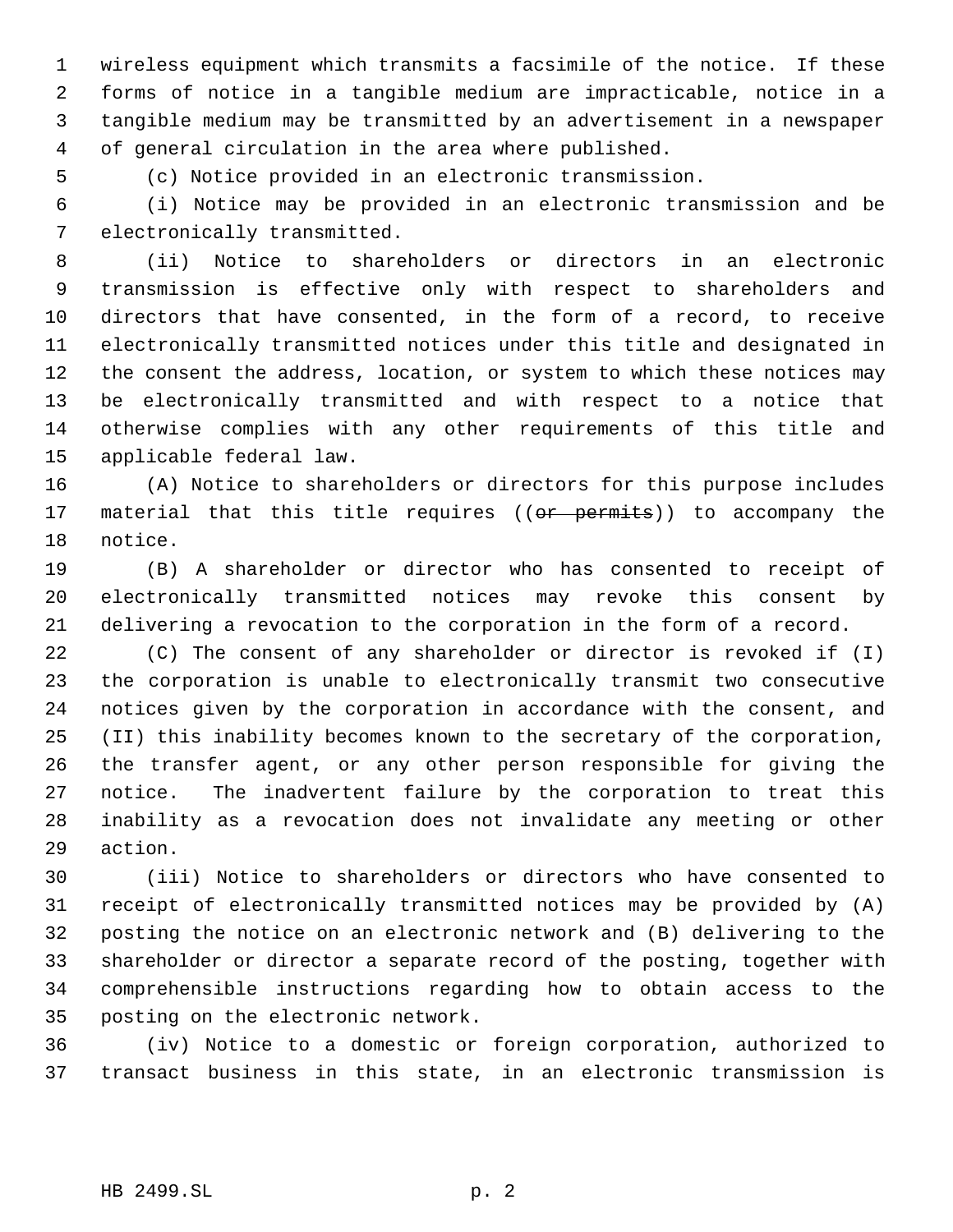wireless equipment which transmits a facsimile of the notice. If these forms of notice in a tangible medium are impracticable, notice in a tangible medium may be transmitted by an advertisement in a newspaper of general circulation in the area where published.

(c) Notice provided in an electronic transmission.

(i) Notice may be provided in an electronic transmission and be electronically transmitted.

(ii) Notice to shareholders or directors in an electronic transmission is effective only with respect to shareholders and directors that have consented, in the form of a record, to receive electronically transmitted notices under this title and designated in the consent the address, location, or system to which these notices may be electronically transmitted and with respect to a notice that otherwise complies with any other requirements of this title and applicable federal law.

(A) Notice to shareholders or directors for this purpose includes material that this title requires ((~~or permits~~)) to accompany the notice.

(B) A shareholder or director who has consented to receipt of electronically transmitted notices may revoke this consent by delivering a revocation to the corporation in the form of a record.

(C) The consent of any shareholder or director is revoked if (I) the corporation is unable to electronically transmit two consecutive notices given by the corporation in accordance with the consent, and (II) this inability becomes known to the secretary of the corporation, the transfer agent, or any other person responsible for giving the notice. The inadvertent failure by the corporation to treat this inability as a revocation does not invalidate any meeting or other action.

(iii) Notice to shareholders or directors who have consented to receipt of electronically transmitted notices may be provided by (A) posting the notice on an electronic network and (B) delivering to the shareholder or director a separate record of the posting, together with comprehensible instructions regarding how to obtain access to the posting on the electronic network.

(iv) Notice to a domestic or foreign corporation, authorized to transact business in this state, in an electronic transmission is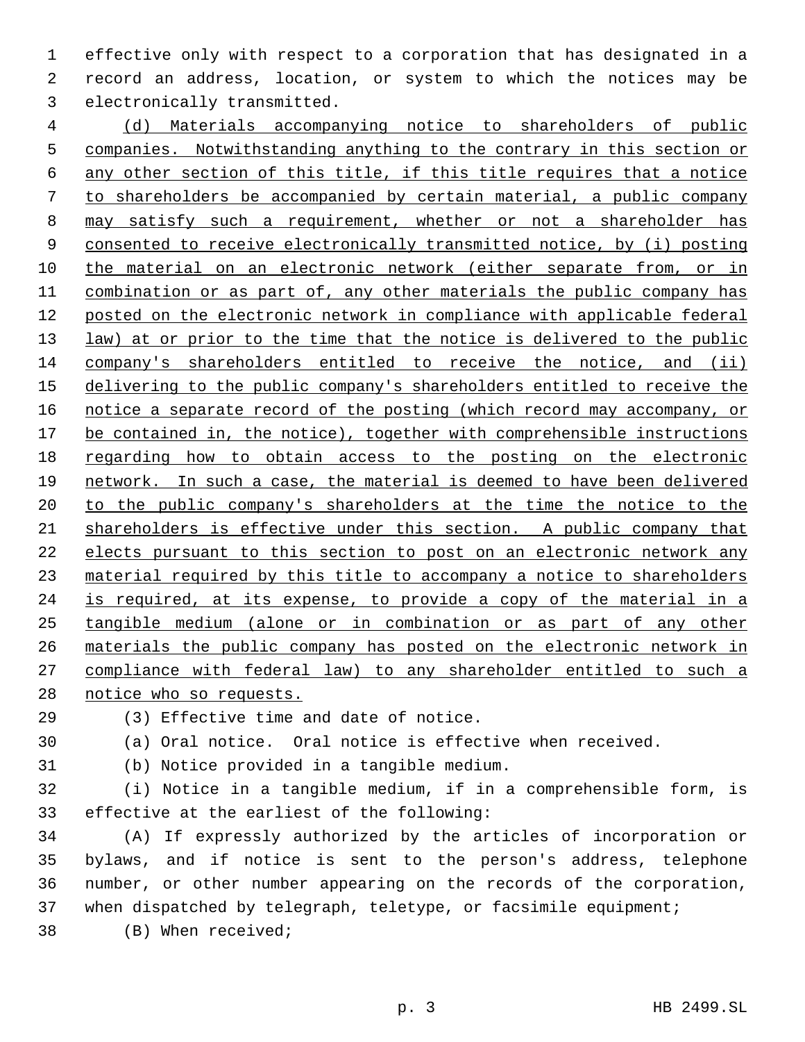effective only with respect to a corporation that has designated in a record an address, location, or system to which the notices may be electronically transmitted.

<u>(d) Materials accompanying notice to shareholders of public companies. Notwithstanding anything to the contrary in this section or any other section of this title, if this title requires that a notice to shareholders be accompanied by certain material, a public company may satisfy such a requirement, whether or not a shareholder has consented to receive electronically transmitted notice, by (i) posting the material on an electronic network (either separate from, or in combination or as part of, any other materials the public company has posted on the electronic network in compliance with applicable federal law) at or prior to the time that the notice is delivered to the public company's shareholders entitled to receive the notice, and (ii) delivering to the public company's shareholders entitled to receive the notice a separate record of the posting (which record may accompany, or be contained in, the notice), together with comprehensible instructions regarding how to obtain access to the posting on the electronic network. In such a case, the material is deemed to have been delivered to the public company's shareholders at the time the notice to the shareholders is effective under this section. A public company that elects pursuant to this section to post on an electronic network any material required by this title to accompany a notice to shareholders is required, at its expense, to provide a copy of the material in a tangible medium (alone or in combination or as part of any other materials the public company has posted on the electronic network in compliance with federal law) to any shareholder entitled to such a notice who so requests.</u>

(3) Effective time and date of notice.

(a) Oral notice. Oral notice is effective when received.

(b) Notice provided in a tangible medium.

(i) Notice in a tangible medium, if in a comprehensible form, is effective at the earliest of the following:

(A) If expressly authorized by the articles of incorporation or bylaws, and if notice is sent to the person's address, telephone number, or other number appearing on the records of the corporation, when dispatched by telegraph, teletype, or facsimile equipment;

(B) When received;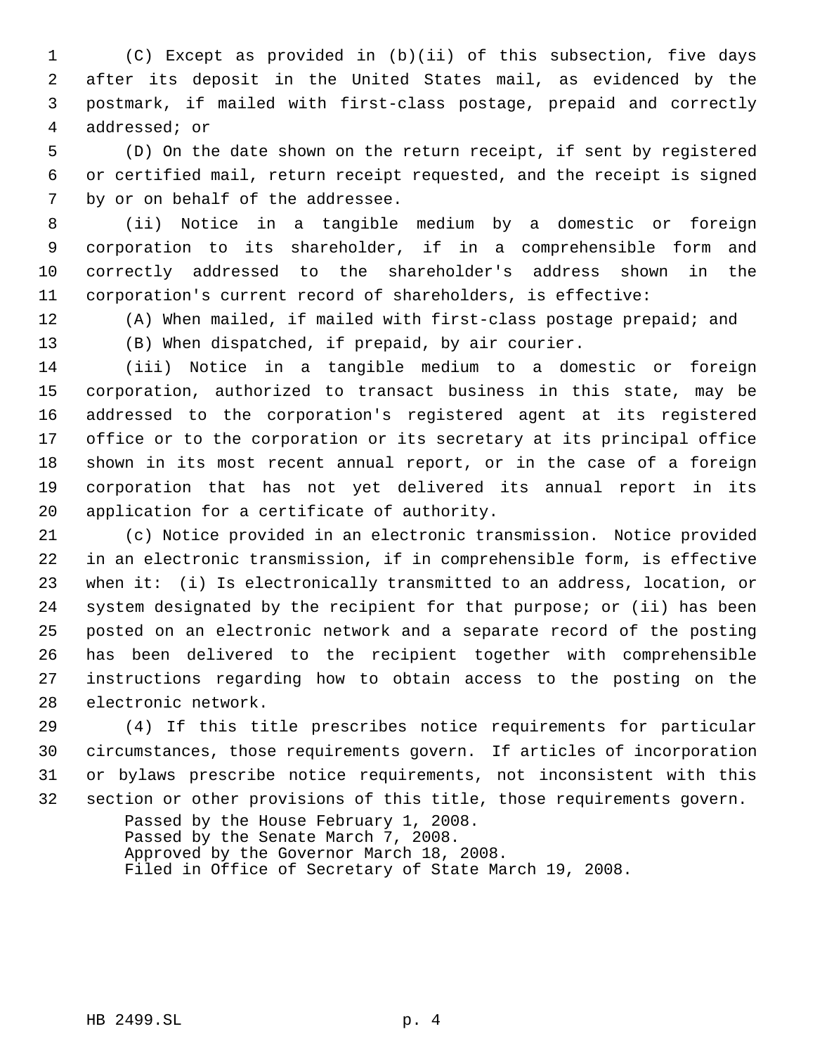(C) Except as provided in (b)(ii) of this subsection, five days after its deposit in the United States mail, as evidenced by the postmark, if mailed with first-class postage, prepaid and correctly addressed; or

(D) On the date shown on the return receipt, if sent by registered or certified mail, return receipt requested, and the receipt is signed by or on behalf of the addressee.

(ii) Notice in a tangible medium by a domestic or foreign corporation to its shareholder, if in a comprehensible form and correctly addressed to the shareholder's address shown in the corporation's current record of shareholders, is effective:

(A) When mailed, if mailed with first-class postage prepaid; and

(B) When dispatched, if prepaid, by air courier.

(iii) Notice in a tangible medium to a domestic or foreign corporation, authorized to transact business in this state, may be addressed to the corporation's registered agent at its registered office or to the corporation or its secretary at its principal office shown in its most recent annual report, or in the case of a foreign corporation that has not yet delivered its annual report in its application for a certificate of authority.

(c) Notice provided in an electronic transmission. Notice provided in an electronic transmission, if in comprehensible form, is effective when it: (i) Is electronically transmitted to an address, location, or system designated by the recipient for that purpose; or (ii) has been posted on an electronic network and a separate record of the posting has been delivered to the recipient together with comprehensible instructions regarding how to obtain access to the posting on the electronic network.

(4) If this title prescribes notice requirements for particular circumstances, those requirements govern. If articles of incorporation or bylaws prescribe notice requirements, not inconsistent with this section or other provisions of this title, those requirements govern.

Passed by the House February 1, 2008.
Passed by the Senate March 7, 2008.
Approved by the Governor March 18, 2008.
Filed in Office of Secretary of State March 19, 2008.